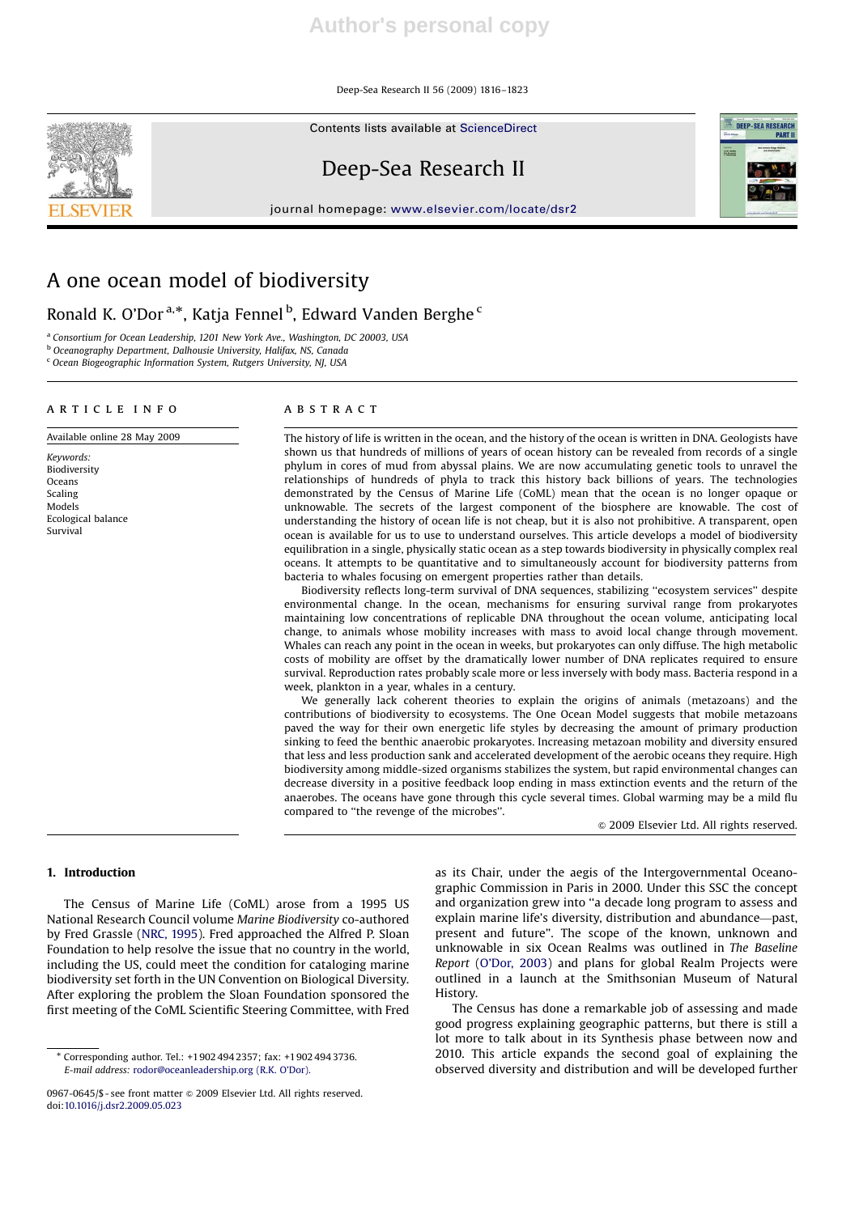# A one ocean model of biodiversity

Ronald K. O'Dor [a,*], Katja Fennel [b], Edward Vanden Berghe [c]

[a] Consortium for Ocean Leadership, 1201 New York Ave., Washington, DC 20003, USA
[b] Oceanography Department, Dalhousie University, Halifax, NS, Canada
[c] Ocean Biogeographic Information System, Rutgers University, NJ, USA

**ARTICLE INFO**

Available online 28 May 2009

*Keywords:*
Biodiversity
Oceans
Scaling
Models
Ecological balance
Survival

**ABSTRACT**

The history of life is written in the ocean, and the history of the ocean is written in DNA. Geologists have shown us that hundreds of millions of years of ocean history can be revealed from records of a single phylum in cores of mud from abyssal plains. We are now accumulating genetic tools to unravel the relationships of hundreds of phyla to track this history back billions of years. The technologies demonstrated by the Census of Marine Life (CoML) mean that the ocean is no longer opaque or unknowable. The secrets of the largest component of the biosphere are knowable. The cost of understanding the history of ocean life is not cheap, but it is also not prohibitive. A transparent, open ocean is available for us to use to understand ourselves. This article develops a model of biodiversity equilibration in a single, physically static ocean as a step towards biodiversity in physically complex real oceans. It attempts to be quantitative and to simultaneously account for biodiversity patterns from bacteria to whales focusing on emergent properties rather than details.

Biodiversity reflects long-term survival of DNA sequences, stabilizing "ecosystem services" despite environmental change. In the ocean, mechanisms for ensuring survival range from prokaryotes maintaining low concentrations of replicable DNA throughout the ocean volume, anticipating local change, to animals whose mobility increases with mass to avoid local change through movement. Whales can reach any point in the ocean in weeks, but prokaryotes can only diffuse. The high metabolic costs of mobility are offset by the dramatically lower number of DNA replicates required to ensure survival. Reproduction rates probably scale more or less inversely with body mass. Bacteria respond in a week, plankton in a year, whales in a century.

We generally lack coherent theories to explain the origins of animals (metazoans) and the contributions of biodiversity to ecosystems. The One Ocean Model suggests that mobile metazoans paved the way for their own energetic life styles by decreasing the amount of primary production sinking to feed the benthic anaerobic prokaryotes. Increasing metazoan mobility and diversity ensured that less and less production sank and accelerated development of the aerobic oceans they require. High biodiversity among middle-sized organisms stabilizes the system, but rapid environmental changes can decrease diversity in a positive feedback loop ending in mass extinction events and the return of the anaerobes. The oceans have gone through this cycle several times. Global warming may be a mild flu compared to "the revenge of the microbes".

© 2009 Elsevier Ltd. All rights reserved.

## 1. Introduction

The Census of Marine Life (CoML) arose from a 1995 US National Research Council volume *Marine Biodiversity* co-authored by Fred Grassle (NRC, 1995). Fred approached the Alfred P. Sloan Foundation to help resolve the issue that no country in the world, including the US, could meet the condition for cataloging marine biodiversity set forth in the UN Convention on Biological Diversity. After exploring the problem the Sloan Foundation sponsored the first meeting of the CoML Scientific Steering Committee, with Fred as its Chair, under the aegis of the Intergovernmental Oceanographic Commission in Paris in 2000. Under this SSC the concept and organization grew into "a decade long program to assess and explain marine life's diversity, distribution and abundance—past, present and future". The scope of the known, unknown and unknowable in six Ocean Realms was outlined in *The Baseline Report* (O'Dor, 2003) and plans for global Realm Projects were outlined in a launch at the Smithsonian Museum of Natural History.

The Census has done a remarkable job of assessing and made good progress explaining geographic patterns, but there is still a lot more to talk about in its Synthesis phase between now and 2010. This article expands the second goal of explaining the observed diversity and distribution and will be developed further

* Corresponding author. Tel.: +1 902 494 2357; fax: +1 902 494 3736.
*E-mail address:* rodor@oceanleadership.org (R.K. O'Dor).

0967-0645/$ - see front matter © 2009 Elsevier Ltd. All rights reserved.
doi:10.1016/j.dsr2.2009.05.023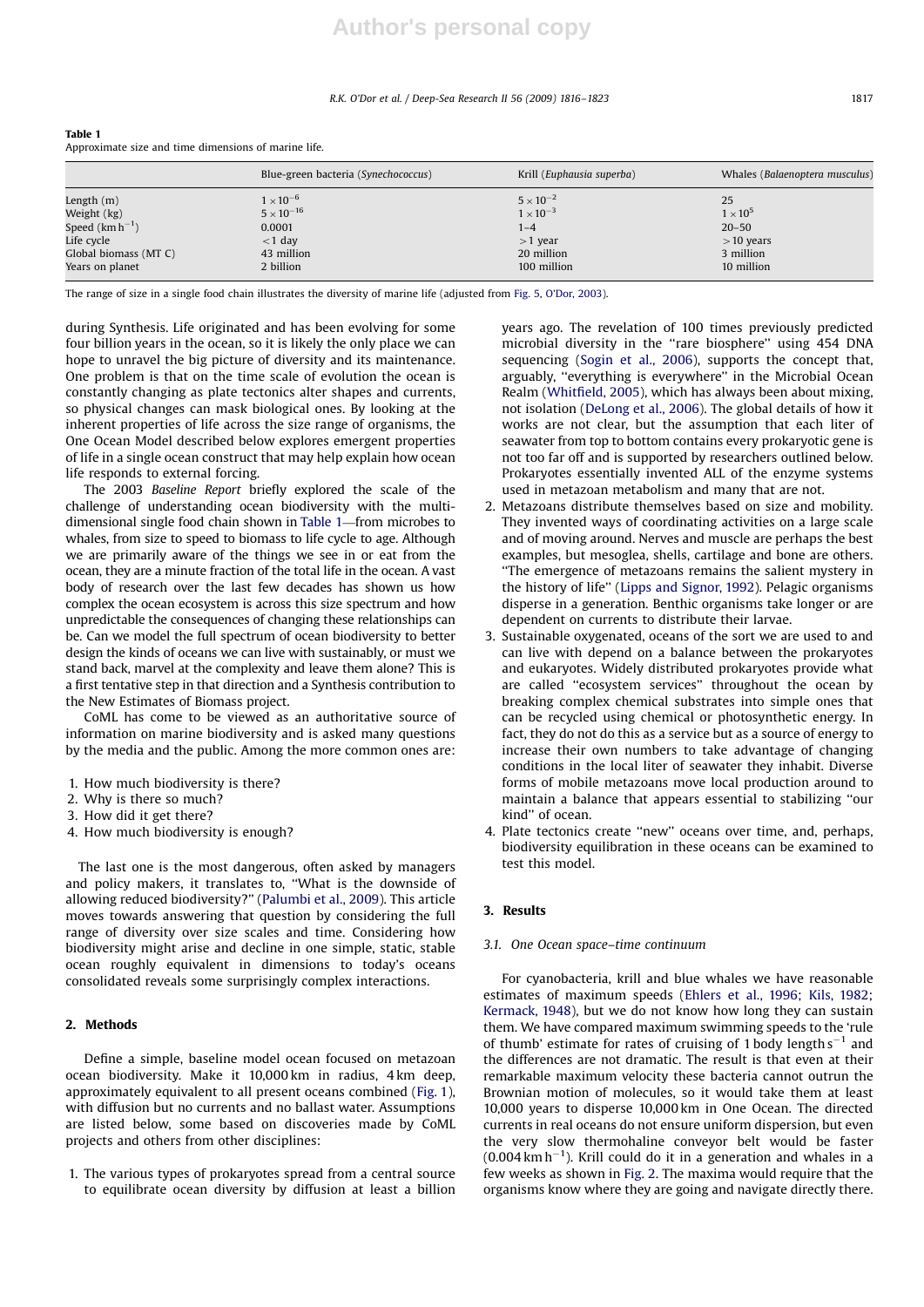**Table 1**
Approximate size and time dimensions of marine life.

| | Blue-green bacteria (*Synechococcus*) | Krill (*Euphausia superba*) | Whales (*Balaenoptera musculus*) |
|---|---|---|---|
| Length (m) | $1\times10^{-6}$ | $5\times10^{-2}$ | 25 |
| Weight (kg) | $5\times10^{-16}$ | $1\times10^{-3}$ | $1\times10^{5}$ |
| Speed ($\mathrm{km\,h^{-1}}$) | 0.0001 | 1–4 | 20–50 |
| Life cycle | <1 day | >1 year | >10 years |
| Global biomass (MT C) | 43 million | 20 million | 3 million |
| Years on planet | 2 billion | 100 million | 10 million |

The range of size in a single food chain illustrates the diversity of marine life (adjusted from Fig. 5, O'Dor, 2003).

during Synthesis. Life originated and has been evolving for some four billion years in the ocean, so it is likely the only place we can hope to unravel the big picture of diversity and its maintenance. One problem is that on the time scale of evolution the ocean is constantly changing as plate tectonics alter shapes and currents, so physical changes can mask biological ones. By looking at the inherent properties of life across the size range of organisms, the One Ocean Model described below explores emergent properties of life in a single ocean construct that may help explain how ocean life responds to external forcing.

The 2003 *Baseline Report* briefly explored the scale of the challenge of understanding ocean biodiversity with the multi-dimensional single food chain shown in Table 1—from microbes to whales, from size to speed to biomass to life cycle to age. Although we are primarily aware of the things we see in or eat from the ocean, they are a minute fraction of the total life in the ocean. A vast body of research over the last few decades has shown us how complex the ocean ecosystem is across this size spectrum and how unpredictable the consequences of changing these relationships can be. Can we model the full spectrum of ocean biodiversity to better design the kinds of oceans we can live with sustainably, or must we stand back, marvel at the complexity and leave them alone? This is a first tentative step in that direction and a Synthesis contribution to the New Estimates of Biomass project.

CoML has come to be viewed as an authoritative source of information on marine biodiversity and is asked many questions by the media and the public. Among the more common ones are:

1. How much biodiversity is there?
2. Why is there so much?
3. How did it get there?
4. How much biodiversity is enough?

The last one is the most dangerous, often asked by managers and policy makers, it translates to, "What is the downside of allowing reduced biodiversity?" (Palumbi et al., 2009). This article moves towards answering that question by considering the full range of diversity over size scales and time. Considering how biodiversity might arise and decline in one simple, static, stable ocean roughly equivalent in dimensions to today's oceans consolidated reveals some surprisingly complex interactions.

## 2. Methods

Define a simple, baseline model ocean focused on metazoan ocean biodiversity. Make it 10,000 km in radius, 4 km deep, approximately equivalent to all present oceans combined (Fig. 1), with diffusion but no currents and no ballast water. Assumptions are listed below, some based on discoveries made by CoML projects and others from other disciplines:

1. The various types of prokaryotes spread from a central source to equilibrate ocean diversity by diffusion at least a billion years ago. The revelation of 100 times previously predicted microbial diversity in the "rare biosphere" using 454 DNA sequencing (Sogin et al., 2006), supports the concept that, arguably, "everything is everywhere" in the Microbial Ocean Realm (Whitfield, 2005), which has always been about mixing, not isolation (DeLong et al., 2006). The global details of how it works are not clear, but the assumption that each liter of seawater from top to bottom contains every prokaryotic gene is not too far off and is supported by researchers outlined below. Prokaryotes essentially invented ALL of the enzyme systems used in metazoan metabolism and many that are not.
2. Metazoans distribute themselves based on size and mobility. They invented ways of coordinating activities on a large scale and of moving around. Nerves and muscle are perhaps the best examples, but mesoglea, shells, cartilage and bone are others. "The emergence of metazoans remains the salient mystery in the history of life" (Lipps and Signor, 1992). Pelagic organisms disperse in a generation. Benthic organisms take longer or are dependent on currents to distribute their larvae.
3. Sustainable oxygenated, oceans of the sort we are used to and can live with depend on a balance between the prokaryotes and eukaryotes. Widely distributed prokaryotes provide what are called "ecosystem services" throughout the ocean by breaking complex chemical substrates into simple ones that can be recycled using chemical or photosynthetic energy. In fact, they do not do this as a service but as a source of energy to increase their own numbers to take advantage of changing conditions in the local liter of seawater they inhabit. Diverse forms of mobile metazoans move local production around to maintain a balance that appears essential to stabilizing "our kind" of ocean.
4. Plate tectonics create "new" oceans over time, and, perhaps, biodiversity equilibration in these oceans can be examined to test this model.

## 3. Results

### 3.1. One Ocean space–time continuum

For cyanobacteria, krill and blue whales we have reasonable estimates of maximum speeds (Ehlers et al., 1996; Kils, 1982; Kermack, 1948), but we do not know how long they can sustain them. We have compared maximum swimming speeds to the 'rule of thumb' estimate for rates of cruising of 1 body length $\mathrm{s^{-1}}$ and the differences are not dramatic. The result is that even at their remarkable maximum velocity these bacteria cannot outrun the Brownian motion of molecules, so it would take them at least 10,000 years to disperse 10,000 km in One Ocean. The directed currents in real oceans do not ensure uniform dispersion, but even the very slow thermohaline conveyor belt would be faster ($0.004\,\mathrm{km\,h^{-1}}$). Krill could do it in a generation and whales in a few weeks as shown in Fig. 2. The maxima would require that the organisms know where they are going and navigate directly there.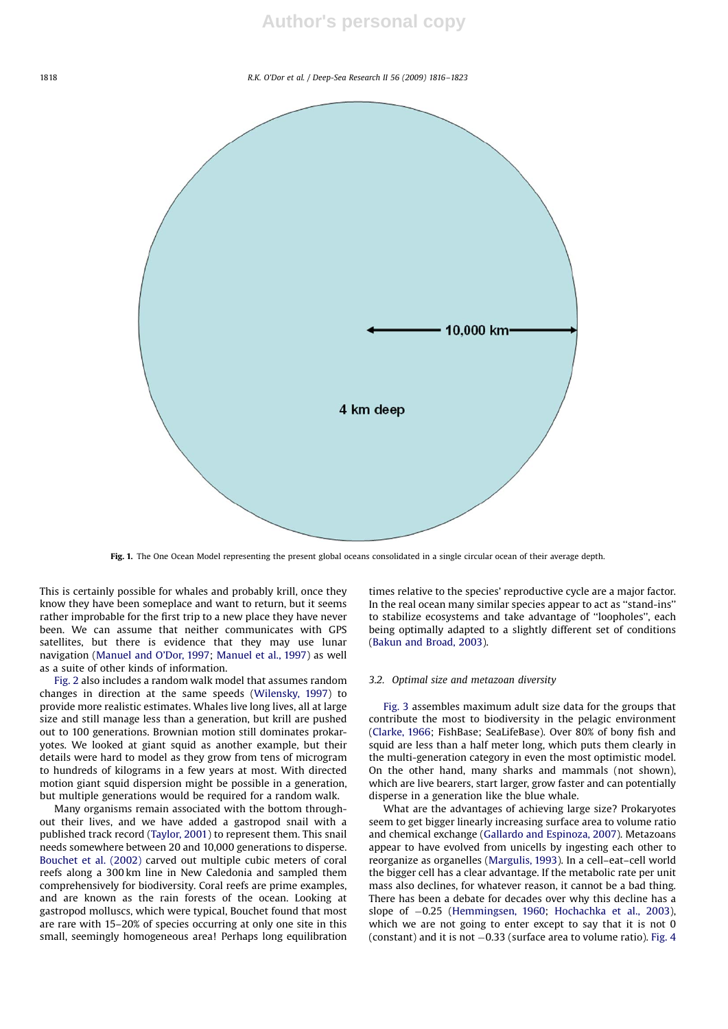Fig. 1. The One Ocean Model representing the present global oceans consolidated in a single circular ocean of their average depth.

This is certainly possible for whales and probably krill, once they know they have been someplace and want to return, but it seems rather improbable for the first trip to a new place they have never been. We can assume that neither communicates with GPS satellites, but there is evidence that they may use lunar navigation (Manuel and O'Dor, 1997; Manuel et al., 1997) as well as a suite of other kinds of information.

Fig. 2 also includes a random walk model that assumes random changes in direction at the same speeds (Wilensky, 1997) to provide more realistic estimates. Whales live long lives, all at large size and still manage less than a generation, but krill are pushed out to 100 generations. Brownian motion still dominates prokaryotes. We looked at giant squid as another example, but their details were hard to model as they grow from tens of microgram to hundreds of kilograms in a few years at most. With directed motion giant squid dispersion might be possible in a generation, but multiple generations would be required for a random walk.

Many organisms remain associated with the bottom throughout their lives, and we have added a gastropod snail with a published track record (Taylor, 2001) to represent them. This snail needs somewhere between 20 and 10,000 generations to disperse. Bouchet et al. (2002) carved out multiple cubic meters of coral reefs along a 300 km line in New Caledonia and sampled them comprehensively for biodiversity. Coral reefs are prime examples, and are known as the rain forests of the ocean. Looking at gastropod molluscs, which were typical, Bouchet found that most are rare with 15–20% of species occurring at only one site in this small, seemingly homogeneous area! Perhaps long equilibration times relative to the species' reproductive cycle are a major factor. In the real ocean many similar species appear to act as ''stand-ins'' to stabilize ecosystems and take advantage of ''loopholes'', each being optimally adapted to a slightly different set of conditions (Bakun and Broad, 2003).

### 3.2. Optimal size and metazoan diversity

Fig. 3 assembles maximum adult size data for the groups that contribute the most to biodiversity in the pelagic environment (Clarke, 1966; FishBase; SeaLifeBase). Over 80% of bony fish and squid are less than a half meter long, which puts them clearly in the multi-generation category in even the most optimistic model. On the other hand, many sharks and mammals (not shown), which are live bearers, start larger, grow faster and can potentially disperse in a generation like the blue whale.

What are the advantages of achieving large size? Prokaryotes seem to get bigger linearly increasing surface area to volume ratio and chemical exchange (Gallardo and Espinoza, 2007). Metazoans appear to have evolved from unicells by ingesting each other to reorganize as organelles (Margulis, 1993). In a cell–eat–cell world the bigger cell has a clear advantage. If the metabolic rate per unit mass also declines, for whatever reason, it cannot be a bad thing. There has been a debate for decades over why this decline has a slope of $-0.25$ (Hemmingsen, 1960; Hochachka et al., 2003), which we are not going to enter except to say that it is not 0 (constant) and it is not $-0.33$ (surface area to volume ratio). Fig. 4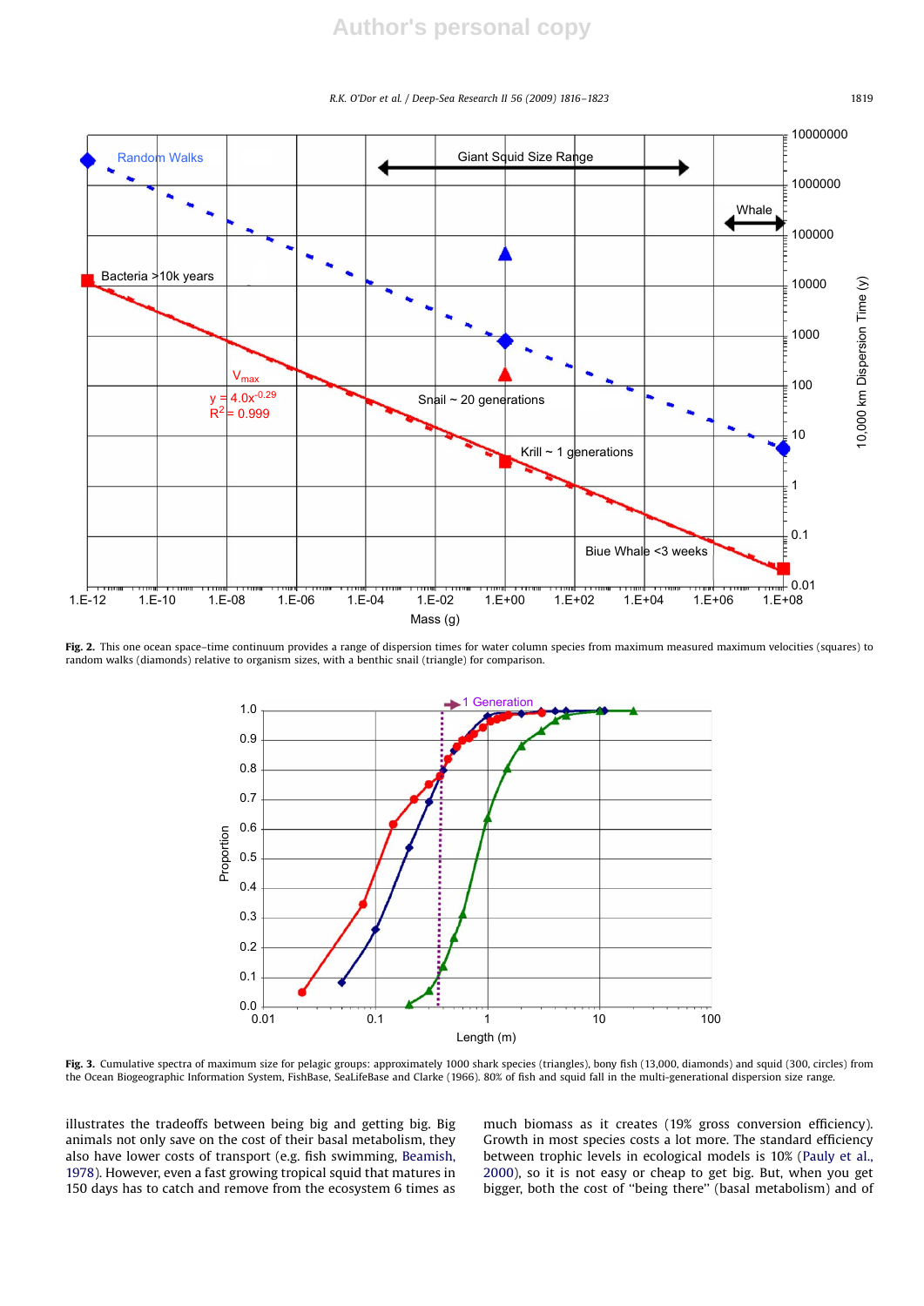Fig. 2. This one ocean space–time continuum provides a range of dispersion times for water column species from maximum measured maximum velocities (squares) to random walks (diamonds) relative to organism sizes, with a benthic snail (triangle) for comparison.

Fig. 3. Cumulative spectra of maximum size for pelagic groups: approximately 1000 shark species (triangles), bony fish (13,000, diamonds) and squid (300, circles) from the Ocean Biogeographic Information System, FishBase, SeaLifeBase and Clarke (1966). 80% of fish and squid fall in the multi-generational dispersion size range.

illustrates the tradeoffs between being big and getting big. Big animals not only save on the cost of their basal metabolism, they also have lower costs of transport (e.g. fish swimming, Beamish, 1978). However, even a fast growing tropical squid that matures in 150 days has to catch and remove from the ecosystem 6 times as much biomass as it creates (19% gross conversion efficiency). Growth in most species costs a lot more. The standard efficiency between trophic levels in ecological models is 10% (Pauly et al., 2000), so it is not easy or cheap to get big. But, when you get bigger, both the cost of "being there" (basal metabolism) and of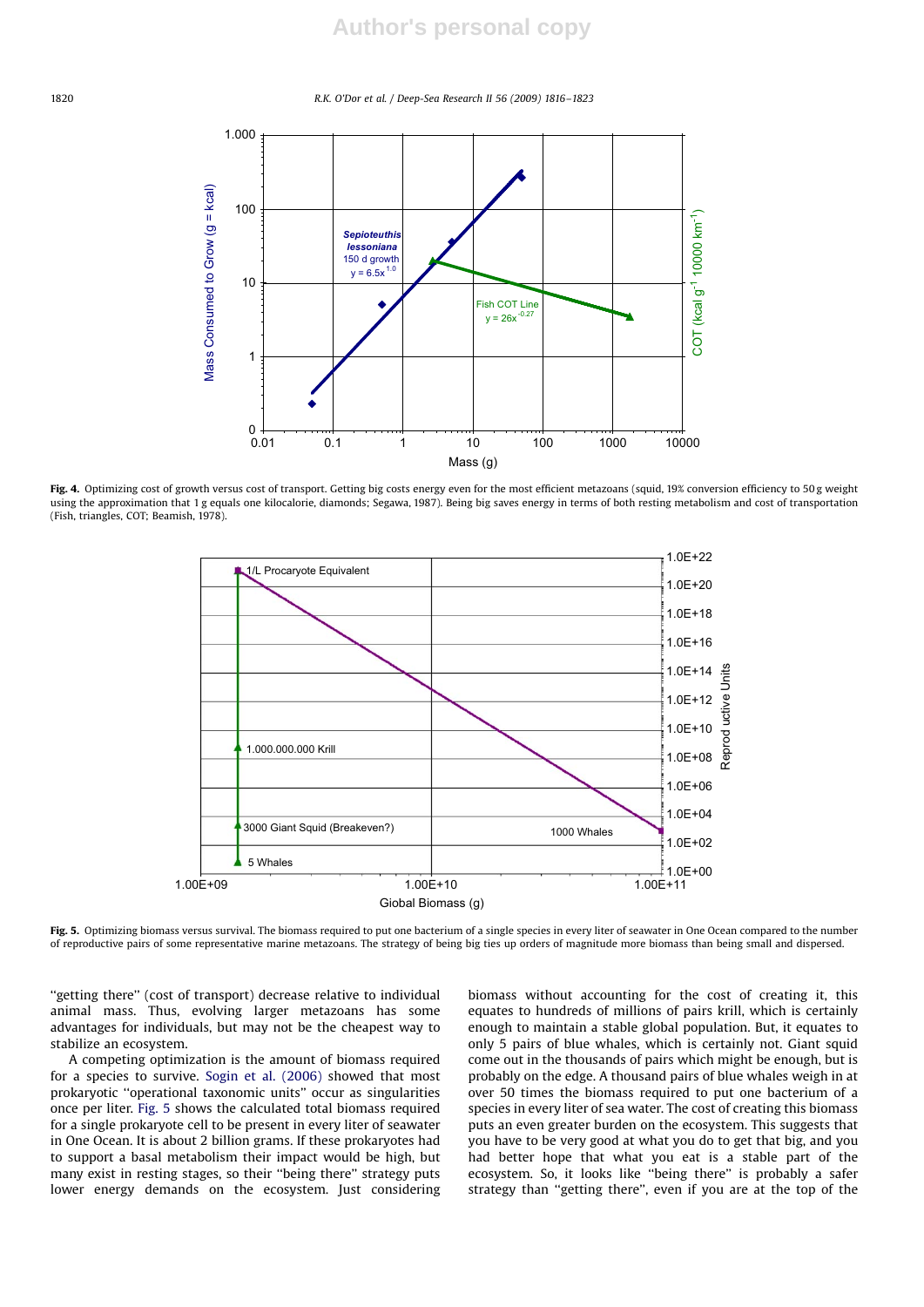**Fig. 4.** Optimizing cost of growth versus cost of transport. Getting big costs energy even for the most efficient metazoans (squid, 19% conversion efficiency to 50 g weight using the approximation that 1 g equals one kilocalorie, diamonds; Segawa, 1987). Being big saves energy in terms of both resting metabolism and cost of transportation (Fish, triangles, COT; Beamish, 1978).

**Fig. 5.** Optimizing biomass versus survival. The biomass required to put one bacterium of a single species in every liter of seawater in One Ocean compared to the number of reproductive pairs of some representative marine metazoans. The strategy of being big ties up orders of magnitude more biomass than being small and dispersed.

"getting there" (cost of transport) decrease relative to individual animal mass. Thus, evolving larger metazoans has some advantages for individuals, but may not be the cheapest way to stabilize an ecosystem.

A competing optimization is the amount of biomass required for a species to survive. Sogin et al. (2006) showed that most prokaryotic "operational taxonomic units" occur as singularities once per liter. Fig. 5 shows the calculated total biomass required for a single prokaryote cell to be present in every liter of seawater in One Ocean. It is about 2 billion grams. If these prokaryotes had to support a basal metabolism their impact would be high, but many exist in resting stages, so their "being there" strategy puts lower energy demands on the ecosystem. Just considering biomass without accounting for the cost of creating it, this equates to hundreds of millions of pairs krill, which is certainly enough to maintain a stable global population. But, it equates to only 5 pairs of blue whales, which is certainly not. Giant squid come out in the thousands of pairs which might be enough, but is probably on the edge. A thousand pairs of blue whales weigh in at over 50 times the biomass required to put one bacterium of a species in every liter of sea water. The cost of creating this biomass puts an even greater burden on the ecosystem. This suggests that you have to be very good at what you do to get that big, and you had better hope that what you eat is a stable part of the ecosystem. So, it looks like "being there" is probably a safer strategy than "getting there", even if you are at the top of the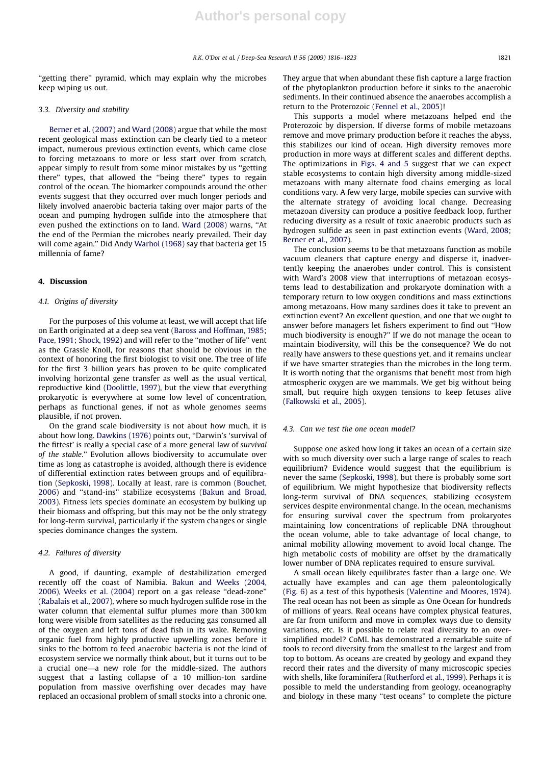"getting there" pyramid, which may explain why the microbes keep wiping us out.

### 3.3. Diversity and stability

Berner et al. (2007) and Ward (2008) argue that while the most recent geological mass extinction can be clearly tied to a meteor impact, numerous previous extinction events, which came close to forcing metazoans to more or less start over from scratch, appear simply to result from some minor mistakes by us "getting there" types, that allowed the "being there" types to regain control of the ocean. The biomarker compounds around the other events suggest that they occurred over much longer periods and likely involved anaerobic bacteria taking over major parts of the ocean and pumping hydrogen sulfide into the atmosphere that even pushed the extinctions on to land. Ward (2008) warns, "At the end of the Permian the microbes nearly prevailed. Their day will come again." Did Andy Warhol (1968) say that bacteria get 15 millennia of fame?

## 4. Discussion

### 4.1. Origins of diversity

For the purposes of this volume at least, we will accept that life on Earth originated at a deep sea vent (Baross and Hoffman, 1985; Pace, 1991; Shock, 1992) and will refer to the "mother of life" vent as the Grassle Knoll, for reasons that should be obvious in the context of honoring the first biologist to visit one. The tree of life for the first 3 billion years has proven to be quite complicated involving horizontal gene transfer as well as the usual vertical, reproductive kind (Doolittle, 1997), but the view that everything prokaryotic is everywhere at some low level of concentration, perhaps as functional genes, if not as whole genomes seems plausible, if not proven.

On the grand scale biodiversity is not about how much, it is about how long. Dawkins (1976) points out, "Darwin's 'survival of the fittest' is really a special case of a more general law of *survival of the stable*." Evolution allows biodiversity to accumulate over time as long as catastrophe is avoided, although there is evidence of differential extinction rates between groups and of equilibration (Sepkoski, 1998). Locally at least, rare is common (Bouchet, 2006) and "stand-ins" stabilize ecosystems (Bakun and Broad, 2003). Fitness lets species dominate an ecosystem by bulking up their biomass and offspring, but this may not be the only strategy for long-term survival, particularly if the system changes or single species dominance changes the system.

### 4.2. Failures of diversity

A good, if daunting, example of destabilization emerged recently off the coast of Namibia. Bakun and Weeks (2004, 2006), Weeks et al. (2004) report on a gas release "dead-zone" (Rabalais et al., 2007), where so much hydrogen sulfide rose in the water column that elemental sulfur plumes more than 300 km long were visible from satellites as the reducing gas consumed all of the oxygen and left tons of dead fish in its wake. Removing organic fuel from highly productive upwelling zones before it sinks to the bottom to feed anaerobic bacteria is not the kind of ecosystem service we normally think about, but it turns out to be a crucial one—a new role for the middle-sized. The authors suggest that a lasting collapse of a 10 million-ton sardine population from massive overfishing over decades may have replaced an occasional problem of small stocks into a chronic one. They argue that when abundant these fish capture a large fraction of the phytoplankton production before it sinks to the anaerobic sediments. In their continued absence the anaerobes accomplish a return to the Proterozoic (Fennel et al., 2005)!

This supports a model where metazoans helped end the Proterozoic by dispersion. If diverse forms of mobile metazoans remove and move primary production before it reaches the abyss, this stabilizes our kind of ocean. High diversity removes more production in more ways at different scales and different depths. The optimizations in Figs. 4 and 5 suggest that we can expect stable ecosystems to contain high diversity among middle-sized metazoans with many alternate food chains emerging as local conditions vary. A few very large, mobile species can survive with the alternate strategy of avoiding local change. Decreasing metazoan diversity can produce a positive feedback loop, further reducing diversity as a result of toxic anaerobic products such as hydrogen sulfide as seen in past extinction events (Ward, 2008; Berner et al., 2007).

The conclusion seems to be that metazoans function as mobile vacuum cleaners that capture energy and disperse it, inadvertently keeping the anaerobes under control. This is consistent with Ward's 2008 view that interruptions of metazoan ecosystems lead to destabilization and prokaryote domination with a temporary return to low oxygen conditions and mass extinctions among metazoans. How many sardines does it take to prevent an extinction event? An excellent question, and one that we ought to answer before managers let fishers experiment to find out "How much biodiversity is enough?" If we do not manage the ocean to maintain biodiversity, will this be the consequence? We do not really have answers to these questions yet, and it remains unclear if we have smarter strategies than the microbes in the long term. It is worth noting that the organisms that benefit most from high atmospheric oxygen are we mammals. We get big without being small, but require high oxygen tensions to keep fetuses alive (Falkowski et al., 2005).

### 4.3. Can we test the one ocean model?

Suppose one asked how long it takes an ocean of a certain size with so much diversity over such a large range of scales to reach equilibrium? Evidence would suggest that the equilibrium is never the same (Sepkoski, 1998), but there is probably some sort of equilibrium. We might hypothesize that biodiversity reflects long-term survival of DNA sequences, stabilizing ecosystem services despite environmental change. In the ocean, mechanisms for ensuring survival cover the spectrum from prokaryotes maintaining low concentrations of replicable DNA throughout the ocean volume, able to take advantage of local change, to animal mobility allowing movement to avoid local change. The high metabolic costs of mobility are offset by the dramatically lower number of DNA replicates required to ensure survival.

A small ocean likely equilibrates faster than a large one. We actually have examples and can age them paleontologically (Fig. 6) as a test of this hypothesis (Valentine and Moores, 1974). The real ocean has not been as simple as One Ocean for hundreds of millions of years. Real oceans have complex physical features, are far from uniform and move in complex ways due to density variations, etc. Is it possible to relate real diversity to an oversimplified model? CoML has demonstrated a remarkable suite of tools to record diversity from the smallest to the largest and from top to bottom. As oceans are created by geology and expand they record their rates and the diversity of many microscopic species with shells, like foraminifera (Rutherford et al., 1999). Perhaps it is possible to meld the understanding from geology, oceanography and biology in these many "test oceans" to complete the picture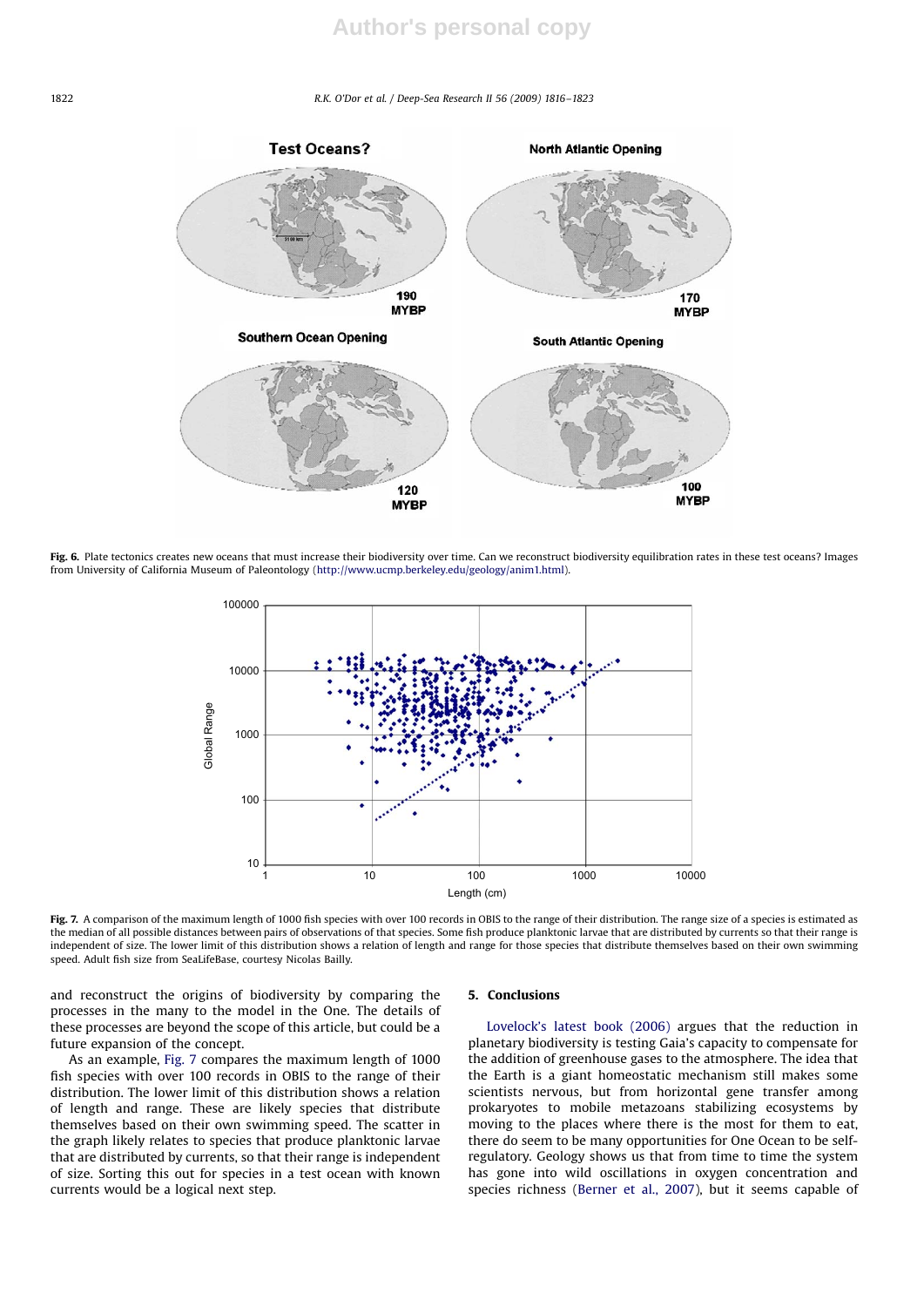**Fig. 6.** Plate tectonics creates new oceans that must increase their biodiversity over time. Can we reconstruct biodiversity equilibration rates in these test oceans? Images from University of California Museum of Paleontology (http://www.ucmp.berkeley.edu/geology/anim1.html).

**Fig. 7.** A comparison of the maximum length of 1000 fish species with over 100 records in OBIS to the range of their distribution. The range size of a species is estimated as the median of all possible distances between pairs of observations of that species. Some fish produce planktonic larvae that are distributed by currents so that their range is independent of size. The lower limit of this distribution shows a relation of length and range for those species that distribute themselves based on their own swimming speed. Adult fish size from SeaLifeBase, courtesy Nicolas Bailly.

and reconstruct the origins of biodiversity by comparing the processes in the many to the model in the One. The details of these processes are beyond the scope of this article, but could be a future expansion of the concept.

As an example, Fig. 7 compares the maximum length of 1000 fish species with over 100 records in OBIS to the range of their distribution. The lower limit of this distribution shows a relation of length and range. These are likely species that distribute themselves based on their own swimming speed. The scatter in the graph likely relates to species that produce planktonic larvae that are distributed by currents, so that their range is independent of size. Sorting this out for species in a test ocean with known currents would be a logical next step.

## 5. Conclusions

Lovelock's latest book (2006) argues that the reduction in planetary biodiversity is testing Gaia's capacity to compensate for the addition of greenhouse gases to the atmosphere. The idea that the Earth is a giant homeostatic mechanism still makes some scientists nervous, but from horizontal gene transfer among prokaryotes to mobile metazoans stabilizing ecosystems by moving to the places where there is the most for them to eat, there do seem to be many opportunities for One Ocean to be self-regulatory. Geology shows us that from time to time the system has gone into wild oscillations in oxygen concentration and species richness (Berner et al., 2007), but it seems capable of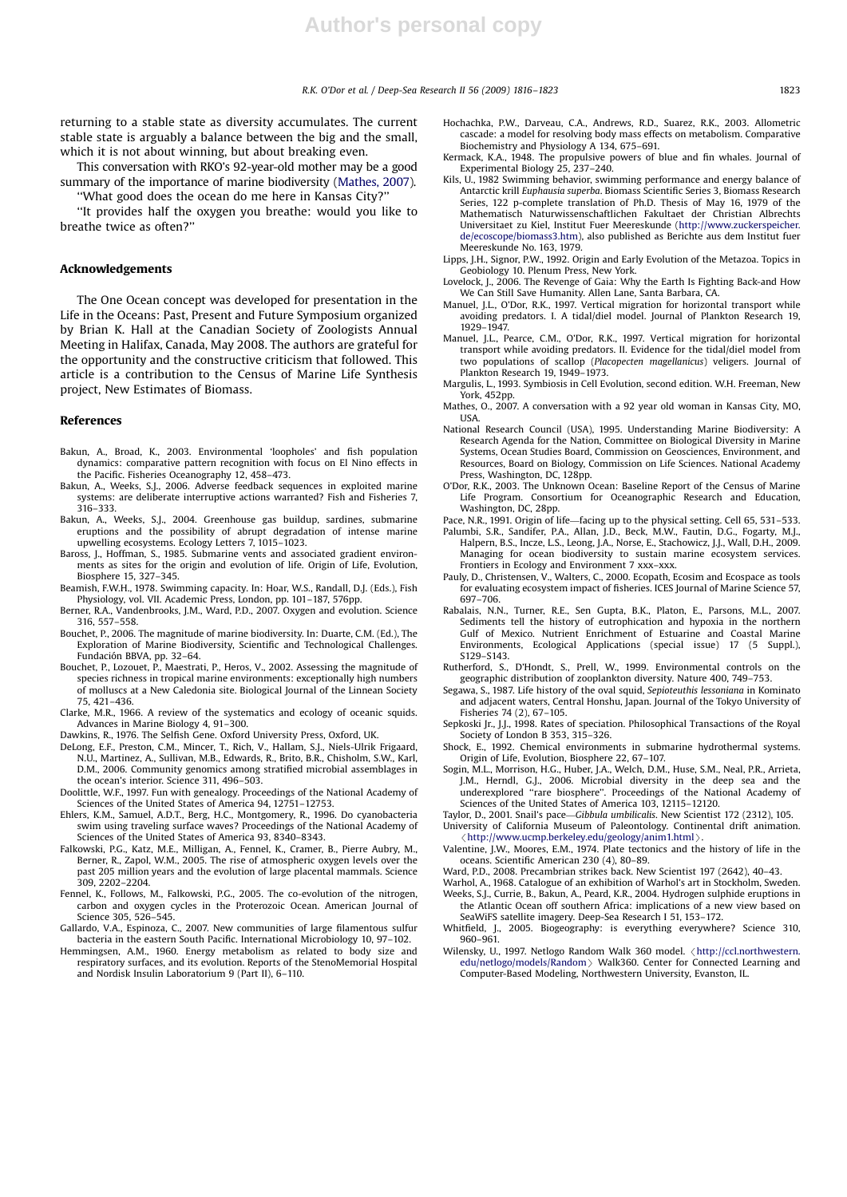returning to a stable state as diversity accumulates. The current stable state is arguably a balance between the big and the small, which it is not about winning, but about breaking even.

This conversation with RKO's 92-year-old mother may be a good summary of the importance of marine biodiversity (Mathes, 2007).

"What good does the ocean do me here in Kansas City?"

"It provides half the oxygen you breathe: would you like to breathe twice as often?"

## Acknowledgements

The One Ocean concept was developed for presentation in the Life in the Oceans: Past, Present and Future Symposium organized by Brian K. Hall at the Canadian Society of Zoologists Annual Meeting in Halifax, Canada, May 2008. The authors are grateful for the opportunity and the constructive criticism that followed. This article is a contribution to the Census of Marine Life Synthesis project, New Estimates of Biomass.

## References

Bakun, A., Broad, K., 2003. Environmental 'loopholes' and fish population dynamics: comparative pattern recognition with focus on El Nino effects in the Pacific. Fisheries Oceanography 12, 458–473.

Bakun, A., Weeks, S.J., 2006. Adverse feedback sequences in exploited marine systems: are deliberate interruptive actions warranted? Fish and Fisheries 7, 316–333.

Bakun, A., Weeks, S.J., 2004. Greenhouse gas buildup, sardines, submarine eruptions and the possibility of abrupt degradation of intense marine upwelling ecosystems. Ecology Letters 7, 1015–1023.

Baross, J., Hoffman, S., 1985. Submarine vents and associated gradient environments as sites for the origin and evolution of life. Origin of Life, Evolution, Biosphere 15, 327–345.

Beamish, F.W.H., 1978. Swimming capacity. In: Hoar, W.S., Randall, D.J. (Eds.), Fish Physiology, vol. VII. Academic Press, London, pp. 101–187, 576pp.

Berner, R.A., Vandenbrooks, J.M., Ward, P.D., 2007. Oxygen and evolution. Science 316, 557–558.

Bouchet, P., 2006. The magnitude of marine biodiversity. In: Duarte, C.M. (Ed.), The Exploration of Marine Biodiversity, Scientific and Technological Challenges. Fundación BBVA, pp. 32–64.

Bouchet, P., Lozouet, P., Maestrati, P., Heros, V., 2002. Assessing the magnitude of species richness in tropical marine environments: exceptionally high numbers of molluscs at a New Caledonia site. Biological Journal of the Linnean Society 75, 421–436.

Clarke, M.R., 1966. A review of the systematics and ecology of oceanic squids. Advances in Marine Biology 4, 91–300.

Dawkins, R., 1976. The Selfish Gene. Oxford University Press, Oxford, UK.

DeLong, E.F., Preston, C.M., Mincer, T., Rich, V., Hallam, S.J., Niels-Ulrik Frigaard, N.U., Martinez, A., Sullivan, M.B., Edwards, R., Brito, B.R., Chisholm, S.W., Karl, D.M., 2006. Community genomics among stratified microbial assemblages in the ocean's interior. Science 311, 496–503.

Doolittle, W.F., 1997. Fun with genealogy. Proceedings of the National Academy of Sciences of the United States of America 94, 12751–12753.

Ehlers, K.M., Samuel, A.D.T., Berg, H.C., Montgomery, R., 1996. Do cyanobacteria swim using traveling surface waves? Proceedings of the National Academy of Sciences of the United States of America 93, 8340–8343.

Falkowski, P.G., Katz, M.E., Milligan, A., Fennel, K., Cramer, B., Pierre Aubry, M., Berner, R., Zapol, W.M., 2005. The rise of atmospheric oxygen levels over the past 205 million years and the evolution of large placental mammals. Science 309, 2202–2204.

Fennel, K., Follows, M., Falkowski, P.G., 2005. The co-evolution of the nitrogen, carbon and oxygen cycles in the Proterozoic Ocean. American Journal of Science 305, 526–545.

Gallardo, V.A., Espinoza, C., 2007. New communities of large filamentous sulfur bacteria in the eastern South Pacific. International Microbiology 10, 97–102.

Hemmingsen, A.M., 1960. Energy metabolism as related to body size and respiratory surfaces, and its evolution. Reports of the StenoMemorial Hospital and Nordisk Insulin Laboratorium 9 (Part II), 6–110.

Hochachka, P.W., Darveau, C.A., Andrews, R.D., Suarez, R.K., 2003. Allometric cascade: a model for resolving body mass effects on metabolism. Comparative Biochemistry and Physiology A 134, 675–691.

Kermack, K.A., 1948. The propulsive powers of blue and fin whales. Journal of Experimental Biology 25, 237–240.

Kils, U., 1982 Swimming behavior, swimming performance and energy balance of Antarctic krill *Euphausia superba*. Biomass Scientific Series 3, Biomass Research Series, 122 p-complete translation of Ph.D. Thesis of May 16, 1979 of the Mathematisch Naturwissenschaftlichen Fakultaet der Christian Albrechts Universitaet zu Kiel, Institut Fuer Meereskunde (http://www.zuckerspeicher.de/ecoscope/biomass3.htm), also published as Berichte aus dem Institut fuer Meereskunde No. 163, 1979.

Lipps, J.H., Signor, P.W., 1992. Origin and Early Evolution of the Metazoa. Topics in Geobiology 10. Plenum Press, New York.

Lovelock, J., 2006. The Revenge of Gaia: Why the Earth Is Fighting Back-and How We Can Still Save Humanity. Allen Lane, Santa Barbara, CA.

Manuel, J.L., O'Dor, R.K., 1997. Vertical migration for horizontal transport while avoiding predators. I. A tidal/diel model. Journal of Plankton Research 19, 1929–1947.

Manuel, J.L., Pearce, C.M., O'Dor, R.K., 1997. Vertical migration for horizontal transport while avoiding predators. II. Evidence for the tidal/diel model from two populations of scallop (*Placopecten magellanicus*) veligers. Journal of Plankton Research 19, 1949–1973.

Margulis, L., 1993. Symbiosis in Cell Evolution, second edition. W.H. Freeman, New York, 452pp.

Mathes, O., 2007. A conversation with a 92 year old woman in Kansas City, MO, USA.

National Research Council (USA), 1995. Understanding Marine Biodiversity: A Research Agenda for the Nation, Committee on Biological Diversity in Marine Systems, Ocean Studies Board, Commission on Geosciences, Environment, and Resources, Board on Biology, Commission on Life Sciences. National Academy Press, Washington, DC, 128pp.

O'Dor, R.K., 2003. The Unknown Ocean: Baseline Report of the Census of Marine Life Program. Consortium for Oceanographic Research and Education, Washington, DC, 28pp.

Pace, N.R., 1991. Origin of life—facing up to the physical setting. Cell 65, 531–533.

Palumbi, S.R., Sandifer, P.A., Allan, J.D., Beck, M.W., Fautin, D.G., Fogarty, M.J., Halpern, B.S., Incze, L.S., Leong, J.A., Norse, E., Stachowicz, J.J., Wall, D.H., 2009. Managing for ocean biodiversity to sustain marine ecosystem services. Frontiers in Ecology and Environment 7 xxx–xxx.

Pauly, D., Christensen, V., Walters, C., 2000. Ecopath, Ecosim and Ecospace as tools for evaluating ecosystem impact of fisheries. ICES Journal of Marine Science 57, 697–706.

Rabalais, N.N., Turner, R.E., Sen Gupta, B.K., Platon, E., Parsons, M.L., 2007. Sediments tell the history of eutrophication and hypoxia in the northern Gulf of Mexico. Nutrient Enrichment of Estuarine and Coastal Marine Environments, Ecological Applications (special issue) 17 (5 Suppl.), S129–S143.

Rutherford, S., D'Hondt, S., Prell, W., 1999. Environmental controls on the geographic distribution of zooplankton diversity. Nature 400, 749–753.

Segawa, S., 1987. Life history of the oval squid, *Sepioteuthis lessoniana* in Kominato and adjacent waters, Central Honshu, Japan. Journal of the Tokyo University of Fisheries 74 (2), 67–105.

Sepkoski Jr., J.J., 1998. Rates of speciation. Philosophical Transactions of the Royal Society of London B 353, 315–326.

Shock, E., 1992. Chemical environments in submarine hydrothermal systems. Origin of Life, Evolution, Biosphere 22, 67–107.

Sogin, M.L., Morrison, H.G., Huber, J.A., Welch, D.M., Huse, S.M., Neal, P.R., Arrieta, J.M., Herndl, G.J., 2006. Microbial diversity in the deep sea and the underexplored "rare biosphere". Proceedings of the National Academy of Sciences of the United States of America 103, 12115–12120.

Taylor, D., 2001. Snail's pace—*Gibbula umbilicalis*. New Scientist 172 (2312), 105.

University of California Museum of Paleontology. Continental drift animation. 〈http://www.ucmp.berkeley.edu/geology/anim1.html〉.

Valentine, J.W., Moores, E.M., 1974. Plate tectonics and the history of life in the oceans. Scientific American 230 (4), 80–89.

Ward, P.D., 2008. Precambrian strikes back. New Scientist 197 (2642), 40–43.

Warhol, A., 1968. Catalogue of an exhibition of Warhol's art in Stockholm, Sweden.

Weeks, S.J., Currie, B., Bakun, A., Peard, K.R., 2004. Hydrogen sulphide eruptions in the Atlantic Ocean off southern Africa: implications of a new view based on SeaWiFS satellite imagery. Deep-Sea Research I 51, 153–172.

Whitfield, J., 2005. Biogeography: is everything everywhere? Science 310, 960–961.

Wilensky, U., 1997. Netlogo Random Walk 360 model. 〈http://ccl.northwestern.edu/netlogo/models/Random〉 Walk360. Center for Connected Learning and Computer-Based Modeling, Northwestern University, Evanston, IL.